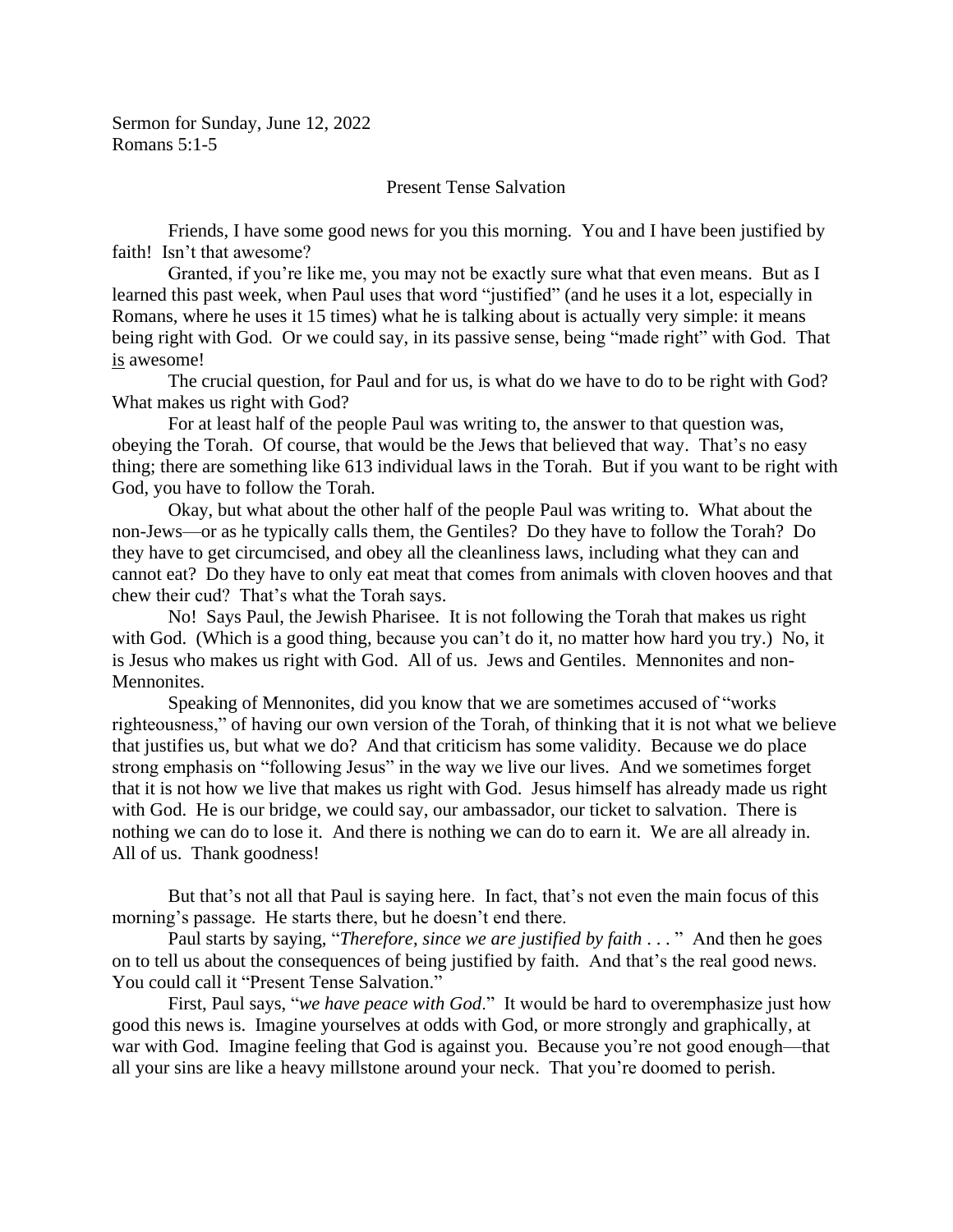Sermon for Sunday, June 12, 2022
Romans 5:1-5

## Present Tense Salvation

Friends, I have some good news for you this morning. You and I have been justified by faith! Isn't that awesome?

Granted, if you're like me, you may not be exactly sure what that even means. But as I learned this past week, when Paul uses that word "justified" (and he uses it a lot, especially in Romans, where he uses it 15 times) what he is talking about is actually very simple: it means being right with God. Or we could say, in its passive sense, being "made right" with God. That is awesome!

The crucial question, for Paul and for us, is what do we have to do to be right with God? What makes us right with God?

For at least half of the people Paul was writing to, the answer to that question was, obeying the Torah. Of course, that would be the Jews that believed that way. That's no easy thing; there are something like 613 individual laws in the Torah. But if you want to be right with God, you have to follow the Torah.

Okay, but what about the other half of the people Paul was writing to. What about the non-Jews—or as he typically calls them, the Gentiles? Do they have to follow the Torah? Do they have to get circumcised, and obey all the cleanliness laws, including what they can and cannot eat? Do they have to only eat meat that comes from animals with cloven hooves and that chew their cud? That's what the Torah says.

No! Says Paul, the Jewish Pharisee. It is not following the Torah that makes us right with God. (Which is a good thing, because you can't do it, no matter how hard you try.) No, it is Jesus who makes us right with God. All of us. Jews and Gentiles. Mennonites and non-Mennonites.

Speaking of Mennonites, did you know that we are sometimes accused of "works righteousness," of having our own version of the Torah, of thinking that it is not what we believe that justifies us, but what we do? And that criticism has some validity. Because we do place strong emphasis on "following Jesus" in the way we live our lives. And we sometimes forget that it is not how we live that makes us right with God. Jesus himself has already made us right with God. He is our bridge, we could say, our ambassador, our ticket to salvation. There is nothing we can do to lose it. And there is nothing we can do to earn it. We are all already in. All of us. Thank goodness!

But that's not all that Paul is saying here. In fact, that's not even the main focus of this morning's passage. He starts there, but he doesn't end there.

Paul starts by saying, "*Therefore, since we are justified by faith . . .* " And then he goes on to tell us about the consequences of being justified by faith. And that's the real good news. You could call it "Present Tense Salvation."

First, Paul says, "*we have peace with God*." It would be hard to overemphasize just how good this news is. Imagine yourselves at odds with God, or more strongly and graphically, at war with God. Imagine feeling that God is against you. Because you're not good enough—that all your sins are like a heavy millstone around your neck. That you're doomed to perish.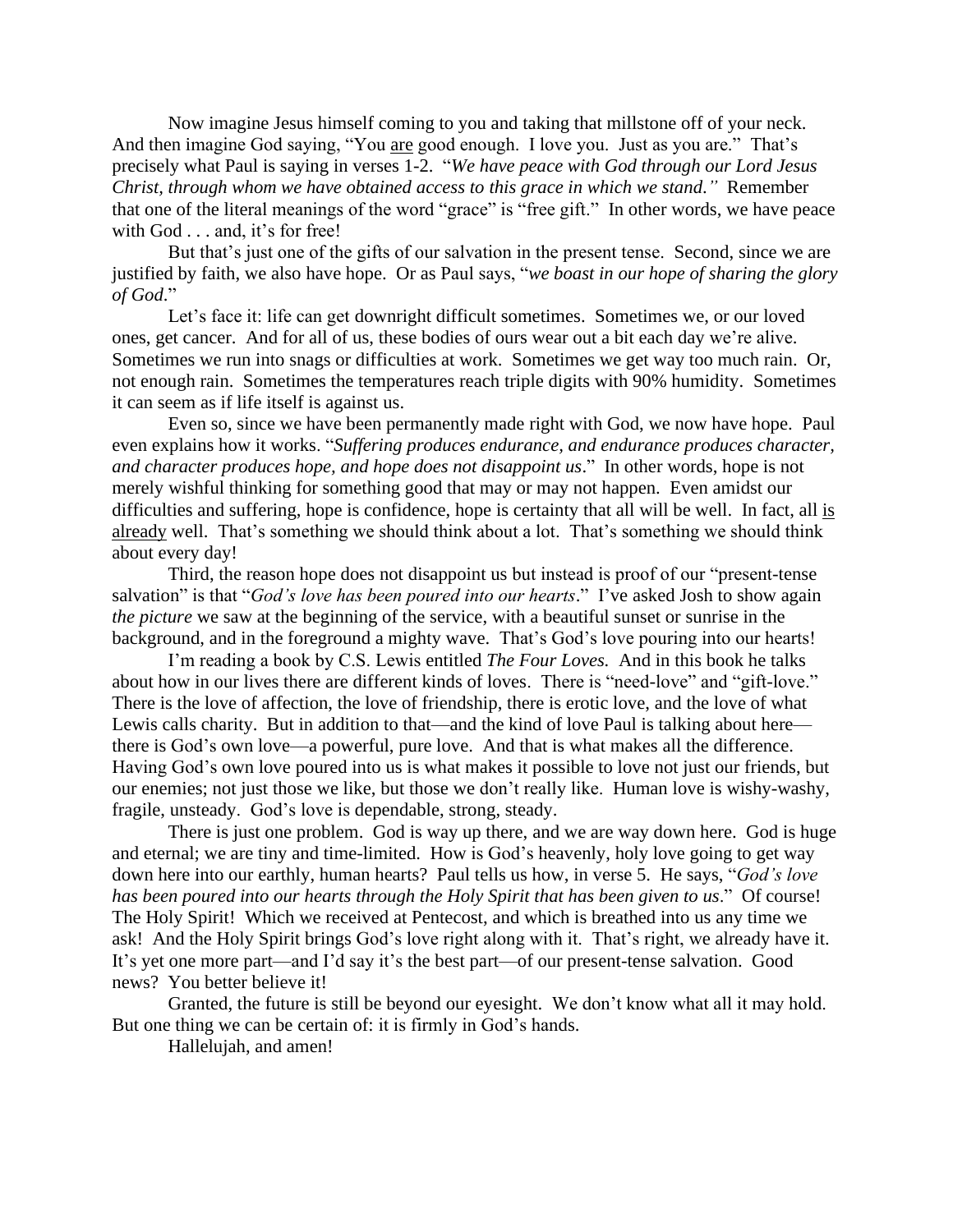Now imagine Jesus himself coming to you and taking that millstone off of your neck. And then imagine God saying, "You <u>are</u> good enough. I love you. Just as you are." That's precisely what Paul is saying in verses 1-2. "*We have peace with God through our Lord Jesus Christ, through whom we have obtained access to this grace in which we stand."* Remember that one of the literal meanings of the word "grace" is "free gift." In other words, we have peace with God . . . and, it's for free!

But that's just one of the gifts of our salvation in the present tense. Second, since we are justified by faith, we also have hope. Or as Paul says, "*we boast in our hope of sharing the glory of God*."

Let's face it: life can get downright difficult sometimes. Sometimes we, or our loved ones, get cancer. And for all of us, these bodies of ours wear out a bit each day we're alive. Sometimes we run into snags or difficulties at work. Sometimes we get way too much rain. Or, not enough rain. Sometimes the temperatures reach triple digits with 90% humidity. Sometimes it can seem as if life itself is against us.

Even so, since we have been permanently made right with God, we now have hope. Paul even explains how it works. "*Suffering produces endurance, and endurance produces character, and character produces hope, and hope does not disappoint us*." In other words, hope is not merely wishful thinking for something good that may or may not happen. Even amidst our difficulties and suffering, hope is confidence, hope is certainty that all will be well. In fact, all <u>is</u> <u>already</u> well. That's something we should think about a lot. That's something we should think about every day!

Third, the reason hope does not disappoint us but instead is proof of our "present-tense salvation" is that "*God's love has been poured into our hearts*." I've asked Josh to show again *the picture* we saw at the beginning of the service, with a beautiful sunset or sunrise in the background, and in the foreground a mighty wave. That's God's love pouring into our hearts!

I'm reading a book by C.S. Lewis entitled *The Four Loves.* And in this book he talks about how in our lives there are different kinds of loves. There is "need-love" and "gift-love." There is the love of affection, the love of friendship, there is erotic love, and the love of what Lewis calls charity. But in addition to that—and the kind of love Paul is talking about here—there is God's own love—a powerful, pure love. And that is what makes all the difference. Having God's own love poured into us is what makes it possible to love not just our friends, but our enemies; not just those we like, but those we don't really like. Human love is wishy-washy, fragile, unsteady. God's love is dependable, strong, steady.

There is just one problem. God is way up there, and we are way down here. God is huge and eternal; we are tiny and time-limited. How is God's heavenly, holy love going to get way down here into our earthly, human hearts? Paul tells us how, in verse 5. He says, "*God's love has been poured into our hearts through the Holy Spirit that has been given to us*." Of course! The Holy Spirit! Which we received at Pentecost, and which is breathed into us any time we ask! And the Holy Spirit brings God's love right along with it. That's right, we already have it. It's yet one more part—and I'd say it's the best part—of our present-tense salvation. Good news? You better believe it!

Granted, the future is still be beyond our eyesight. We don't know what all it may hold. But one thing we can be certain of: it is firmly in God's hands.

Hallelujah, and amen!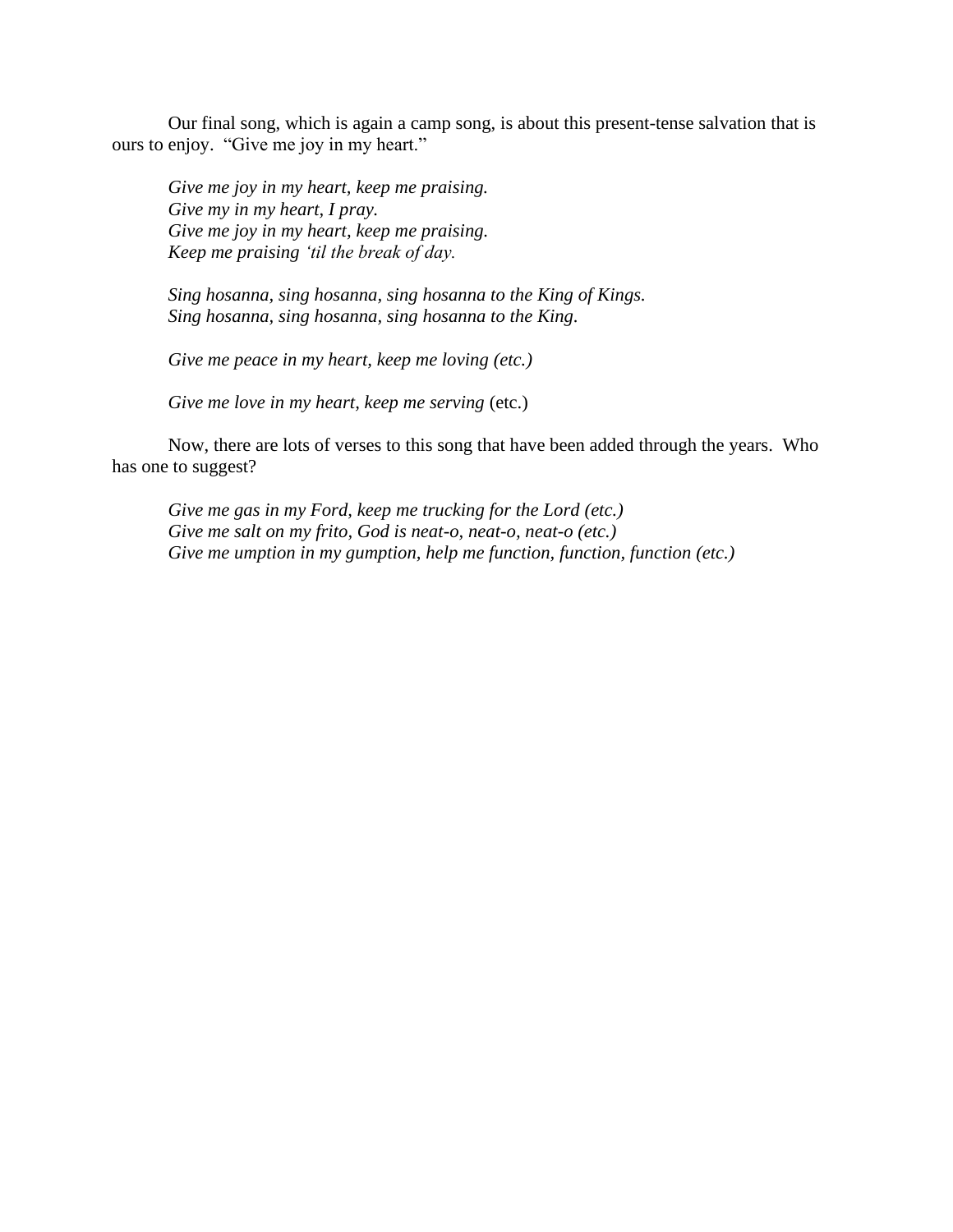Our final song, which is again a camp song, is about this present-tense salvation that is ours to enjoy.  "Give me joy in my heart."

*Give me joy in my heart, keep me praising.*
*Give my in my heart, I pray.*
*Give me joy in my heart, keep me praising.*
*Keep me praising 'til the break of day.*

*Sing hosanna, sing hosanna, sing hosanna to the King of Kings.*
*Sing hosanna, sing hosanna, sing hosanna to the King.*

*Give me peace in my heart, keep me loving (etc.)*

*Give me love in my heart, keep me serving* (etc.)

Now, there are lots of verses to this song that have been added through the years.  Who has one to suggest?

*Give me gas in my Ford, keep me trucking for the Lord (etc.)*
*Give me salt on my frito, God is neat-o, neat-o, neat-o (etc.)*
*Give me umption in my gumption, help me function, function, function (etc.)*